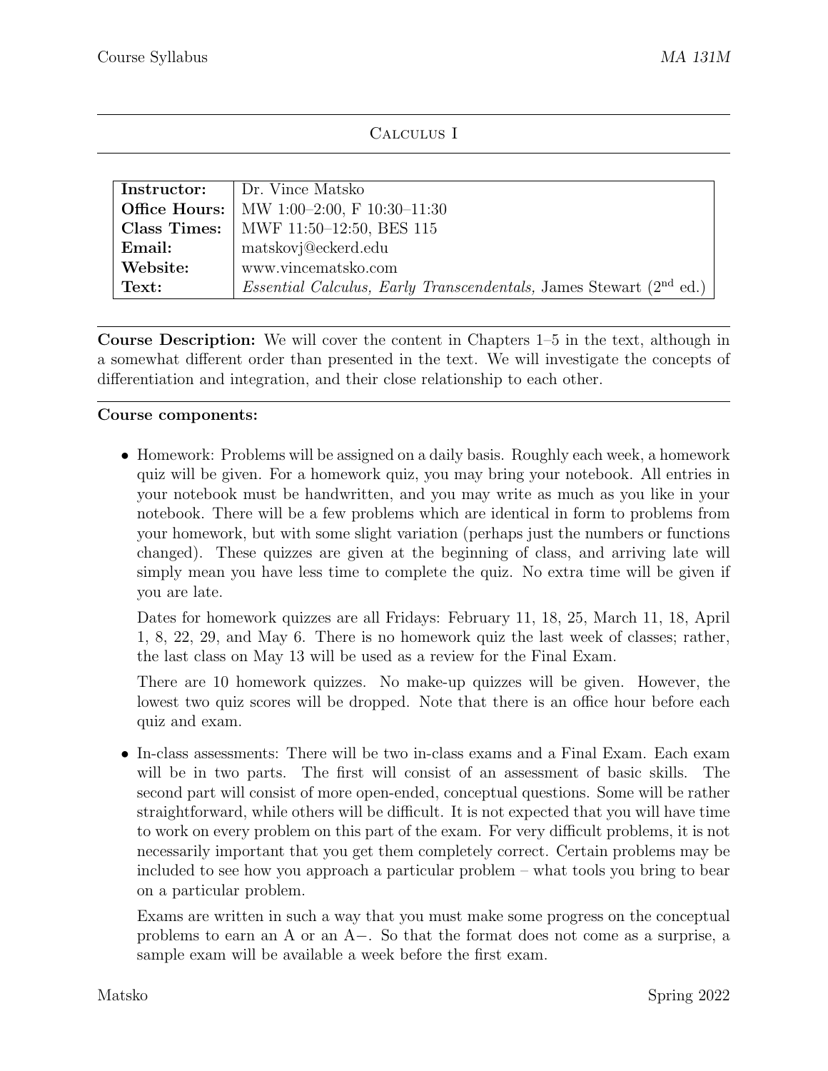# Calculus I

| | |
|---|---|
| **Instructor:** | Dr. Vince Matsko |
| **Office Hours:** | MW 1:00–2:00, F 10:30–11:30 |
| **Class Times:** | MWF 11:50–12:50, BES 115 |
| **Email:** | matskovj@eckerd.edu |
| **Website:** | www.vincematsko.com |
| **Text:** | *Essential Calculus, Early Transcendentals,* James Stewart (2nd ed.) |

---

**Course Description:** We will cover the content in Chapters 1–5 in the text, although in a somewhat different order than presented in the text. We will investigate the concepts of differentiation and integration, and their close relationship to each other.

---

**Course components:**

- Homework: Problems will be assigned on a daily basis. Roughly each week, a homework quiz will be given. For a homework quiz, you may bring your notebook. All entries in your notebook must be handwritten, and you may write as much as you like in your notebook. There will be a few problems which are identical in form to problems from your homework, but with some slight variation (perhaps just the numbers or functions changed). These quizzes are given at the beginning of class, and arriving late will simply mean you have less time to complete the quiz. No extra time will be given if you are late.

  Dates for homework quizzes are all Fridays: February 11, 18, 25, March 11, 18, April 1, 8, 22, 29, and May 6. There is no homework quiz the last week of classes; rather, the last class on May 13 will be used as a review for the Final Exam.

  There are 10 homework quizzes. No make-up quizzes will be given. However, the lowest two quiz scores will be dropped. Note that there is an office hour before each quiz and exam.

- In-class assessments: There will be two in-class exams and a Final Exam. Each exam will be in two parts. The first will consist of an assessment of basic skills. The second part will consist of more open-ended, conceptual questions. Some will be rather straightforward, while others will be difficult. It is not expected that you will have time to work on every problem on this part of the exam. For very difficult problems, it is not necessarily important that you get them completely correct. Certain problems may be included to see how you approach a particular problem – what tools you bring to bear on a particular problem.

  Exams are written in such a way that you must make some progress on the conceptual problems to earn an A or an A−. So that the format does not come as a surprise, a sample exam will be available a week before the first exam.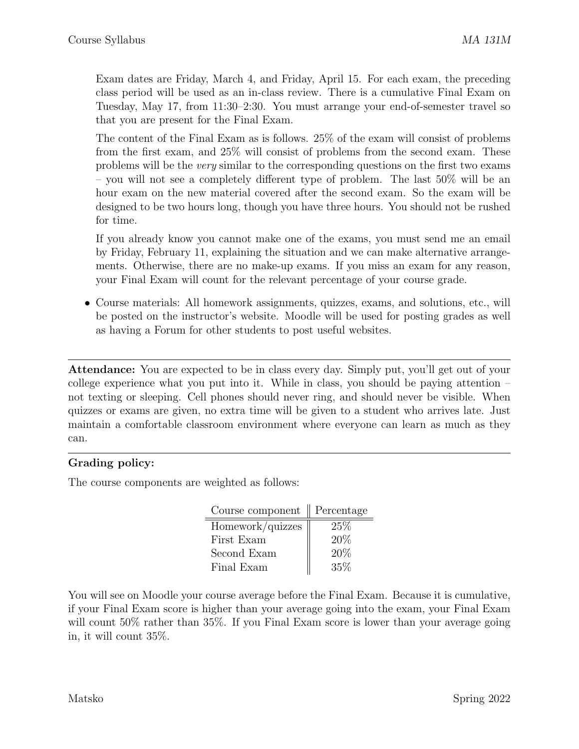Exam dates are Friday, March 4, and Friday, April 15. For each exam, the preceding class period will be used as an in-class review. There is a cumulative Final Exam on Tuesday, May 17, from 11:30–2:30. You must arrange your end-of-semester travel so that you are present for the Final Exam.

The content of the Final Exam as is follows. 25% of the exam will consist of problems from the first exam, and 25% will consist of problems from the second exam. These problems will be the *very* similar to the corresponding questions on the first two exams – you will not see a completely different type of problem. The last 50% will be an hour exam on the new material covered after the second exam. So the exam will be designed to be two hours long, though you have three hours. You should not be rushed for time.

If you already know you cannot make one of the exams, you must send me an email by Friday, February 11, explaining the situation and we can make alternative arrangements. Otherwise, there are no make-up exams. If you miss an exam for any reason, your Final Exam will count for the relevant percentage of your course grade.

- Course materials: All homework assignments, quizzes, exams, and solutions, etc., will be posted on the instructor's website. Moodle will be used for posting grades as well as having a Forum for other students to post useful websites.

---

**Attendance:** You are expected to be in class every day. Simply put, you'll get out of your college experience what you put into it. While in class, you should be paying attention – not texting or sleeping. Cell phones should never ring, and should never be visible. When quizzes or exams are given, no extra time will be given to a student who arrives late. Just maintain a comfortable classroom environment where everyone can learn as much as they can.

---

**Grading policy:**

The course components are weighted as follows:

| Course component | Percentage |
|---|---|
| Homework/quizzes | 25% |
| First Exam | 20% |
| Second Exam | 20% |
| Final Exam | 35% |

You will see on Moodle your course average before the Final Exam. Because it is cumulative, if your Final Exam score is higher than your average going into the exam, your Final Exam will count 50% rather than 35%. If you Final Exam score is lower than your average going in, it will count 35%.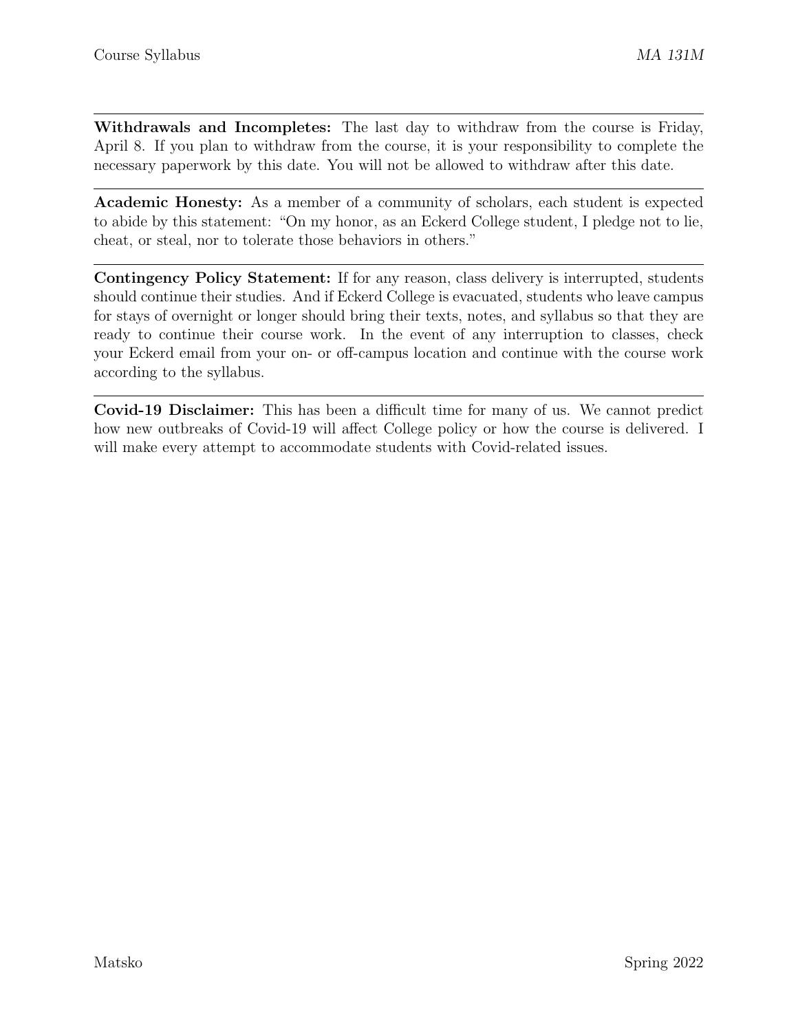**Withdrawals and Incompletes:** The last day to withdraw from the course is Friday, April 8. If you plan to withdraw from the course, it is your responsibility to complete the necessary paperwork by this date. You will not be allowed to withdraw after this date.

**Academic Honesty:** As a member of a community of scholars, each student is expected to abide by this statement: "On my honor, as an Eckerd College student, I pledge not to lie, cheat, or steal, nor to tolerate those behaviors in others."

**Contingency Policy Statement:** If for any reason, class delivery is interrupted, students should continue their studies. And if Eckerd College is evacuated, students who leave campus for stays of overnight or longer should bring their texts, notes, and syllabus so that they are ready to continue their course work. In the event of any interruption to classes, check your Eckerd email from your on- or off-campus location and continue with the course work according to the syllabus.

**Covid-19 Disclaimer:** This has been a difficult time for many of us. We cannot predict how new outbreaks of Covid-19 will affect College policy or how the course is delivered. I will make every attempt to accommodate students with Covid-related issues.